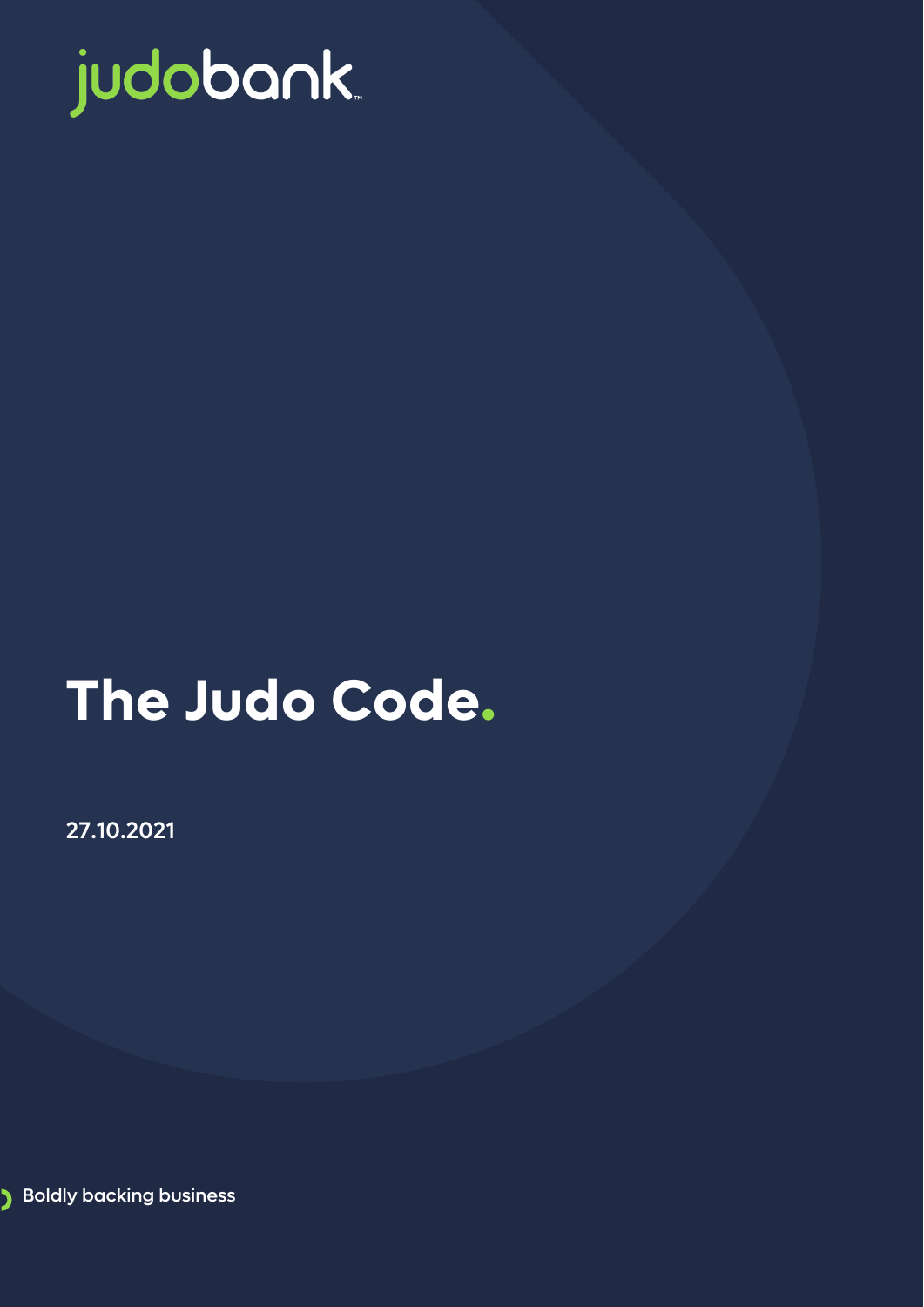judobank

# The Judo Code.

27.10.2021

Boldly backing business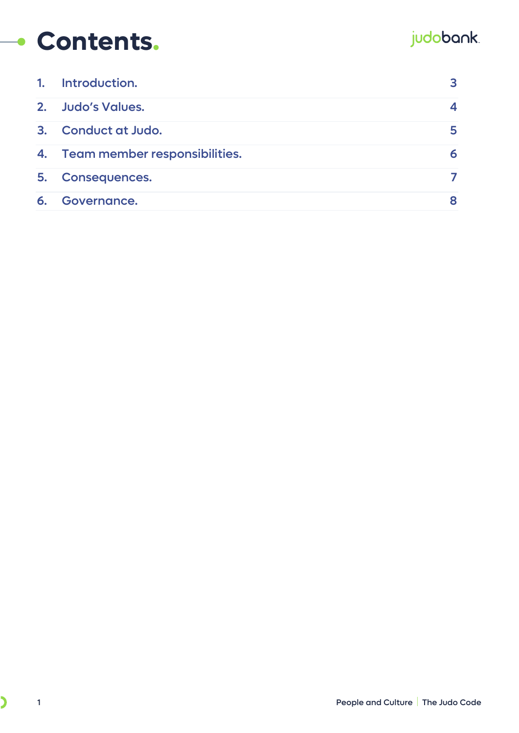# Contents.

| | | |
|---|---|---|
| 1. | Introduction. | 3 |
| 2. | Judo's Values. | 4 |
| 3. | Conduct at Judo. | 5 |
| 4. | Team member responsibilities. | 6 |
| 5. | Consequences. | 7 |
| 6. | Governance. | 8 |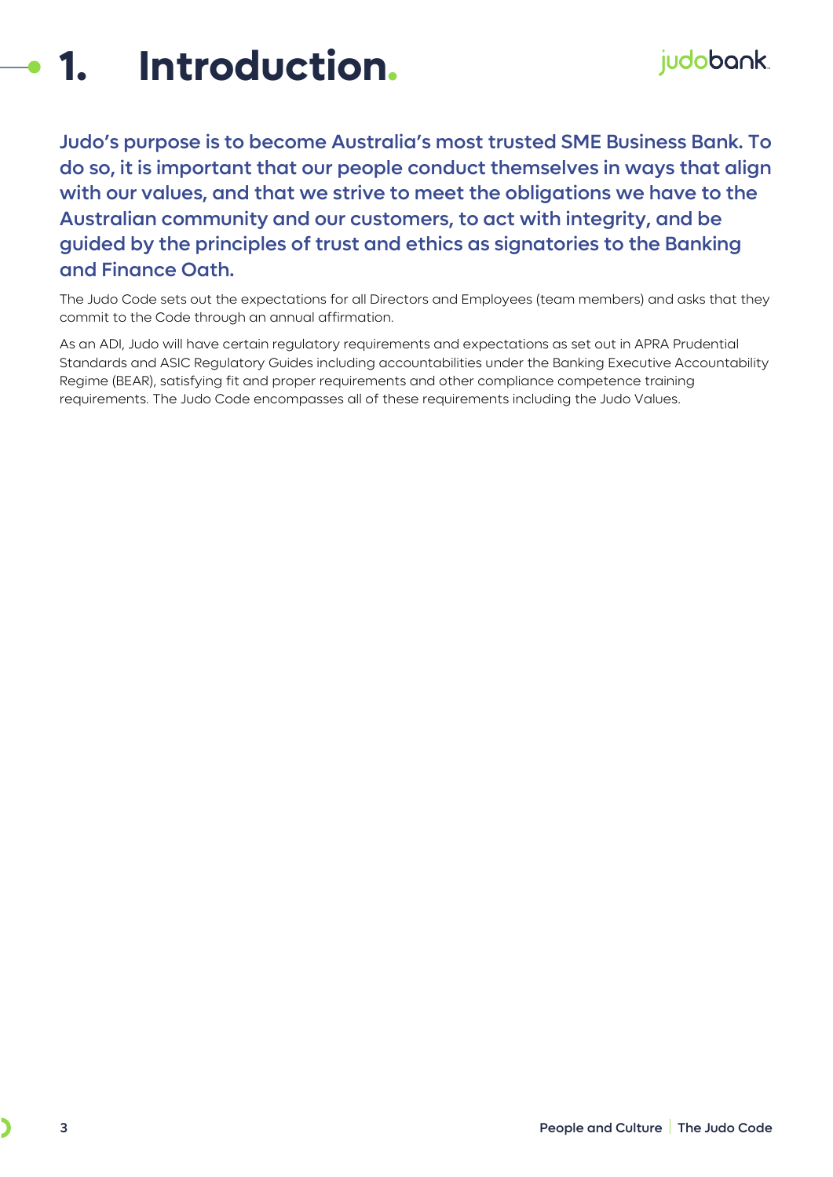# 1. Introduction.

**Judo's purpose is to become Australia's most trusted SME Business Bank. To do so, it is important that our people conduct themselves in ways that align with our values, and that we strive to meet the obligations we have to the Australian community and our customers, to act with integrity, and be guided by the principles of trust and ethics as signatories to the Banking and Finance Oath.**

The Judo Code sets out the expectations for all Directors and Employees (team members) and asks that they commit to the Code through an annual affirmation.

As an ADI, Judo will have certain regulatory requirements and expectations as set out in APRA Prudential Standards and ASIC Regulatory Guides including accountabilities under the Banking Executive Accountability Regime (BEAR), satisfying fit and proper requirements and other compliance competence training requirements. The Judo Code encompasses all of these requirements including the Judo Values.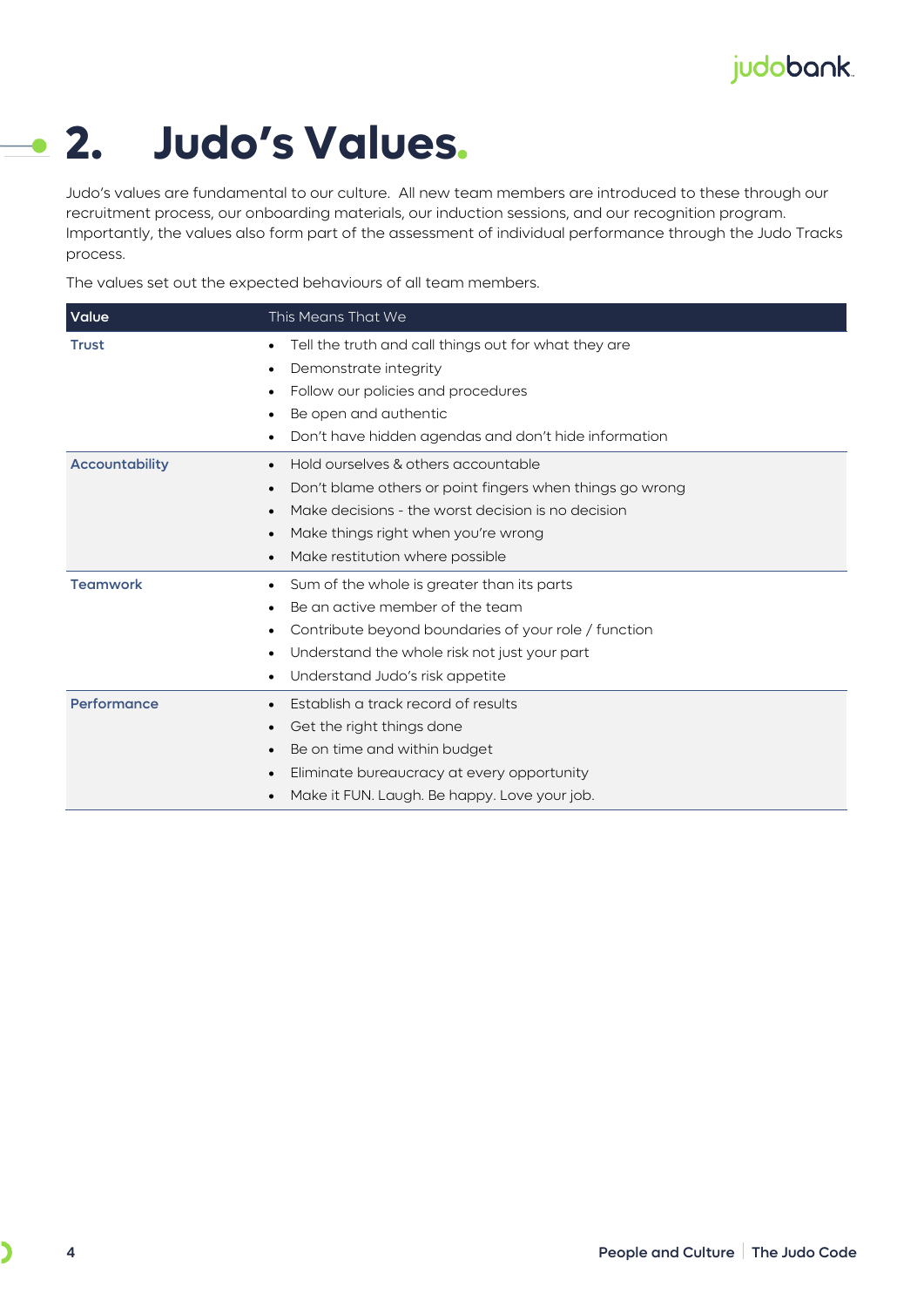# 2. Judo's Values.

Judo's values are fundamental to our culture. All new team members are introduced to these through our recruitment process, our onboarding materials, our induction sessions, and our recognition program. Importantly, the values also form part of the assessment of individual performance through the Judo Tracks process.

The values set out the expected behaviours of all team members.

| Value | This Means That We |
|---|---|
| **Trust** | • Tell the truth and call things out for what they are<br>• Demonstrate integrity<br>• Follow our policies and procedures<br>• Be open and authentic<br>• Don't have hidden agendas and don't hide information |
| **Accountability** | • Hold ourselves & others accountable<br>• Don't blame others or point fingers when things go wrong<br>• Make decisions - the worst decision is no decision<br>• Make things right when you're wrong<br>• Make restitution where possible |
| **Teamwork** | • Sum of the whole is greater than its parts<br>• Be an active member of the team<br>• Contribute beyond boundaries of your role / function<br>• Understand the whole risk not just your part<br>• Understand Judo's risk appetite |
| **Performance** | • Establish a track record of results<br>• Get the right things done<br>• Be on time and within budget<br>• Eliminate bureaucracy at every opportunity<br>• Make it FUN. Laugh. Be happy. Love your job. |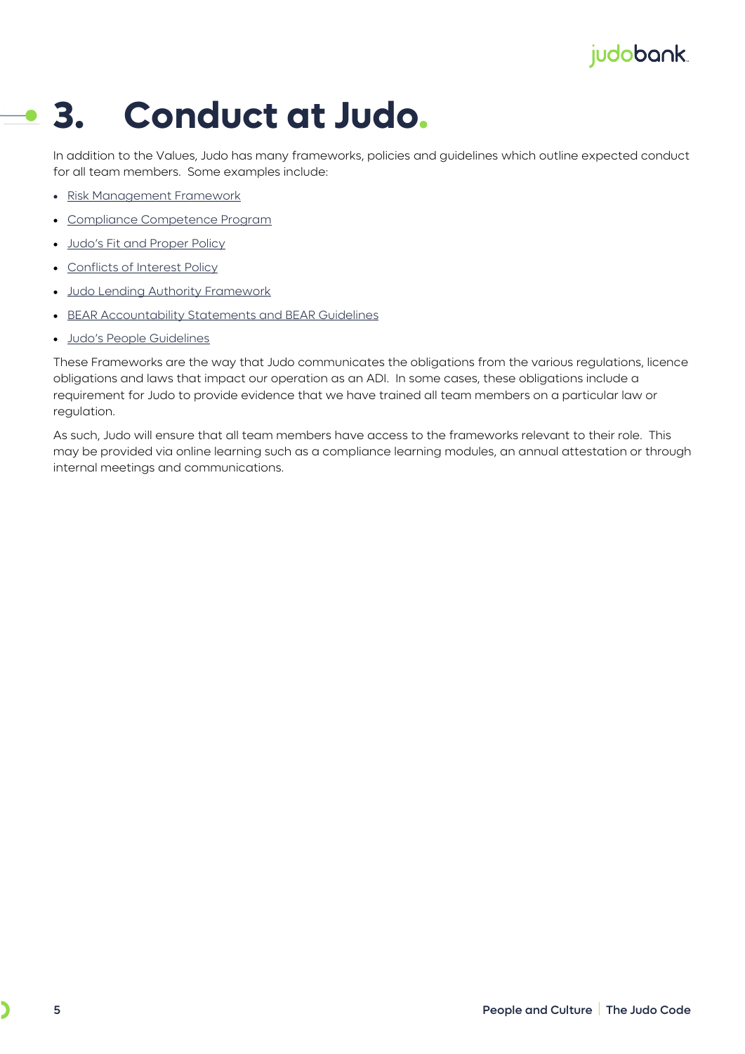# 3. Conduct at Judo.

In addition to the Values, Judo has many frameworks, policies and guidelines which outline expected conduct for all team members. Some examples include:

- Risk Management Framework
- Compliance Competence Program
- Judo's Fit and Proper Policy
- Conflicts of Interest Policy
- Judo Lending Authority Framework
- BEAR Accountability Statements and BEAR Guidelines
- Judo's People Guidelines

These Frameworks are the way that Judo communicates the obligations from the various regulations, licence obligations and laws that impact our operation as an ADI. In some cases, these obligations include a requirement for Judo to provide evidence that we have trained all team members on a particular law or regulation.

As such, Judo will ensure that all team members have access to the frameworks relevant to their role. This may be provided via online learning such as a compliance learning modules, an annual attestation or through internal meetings and communications.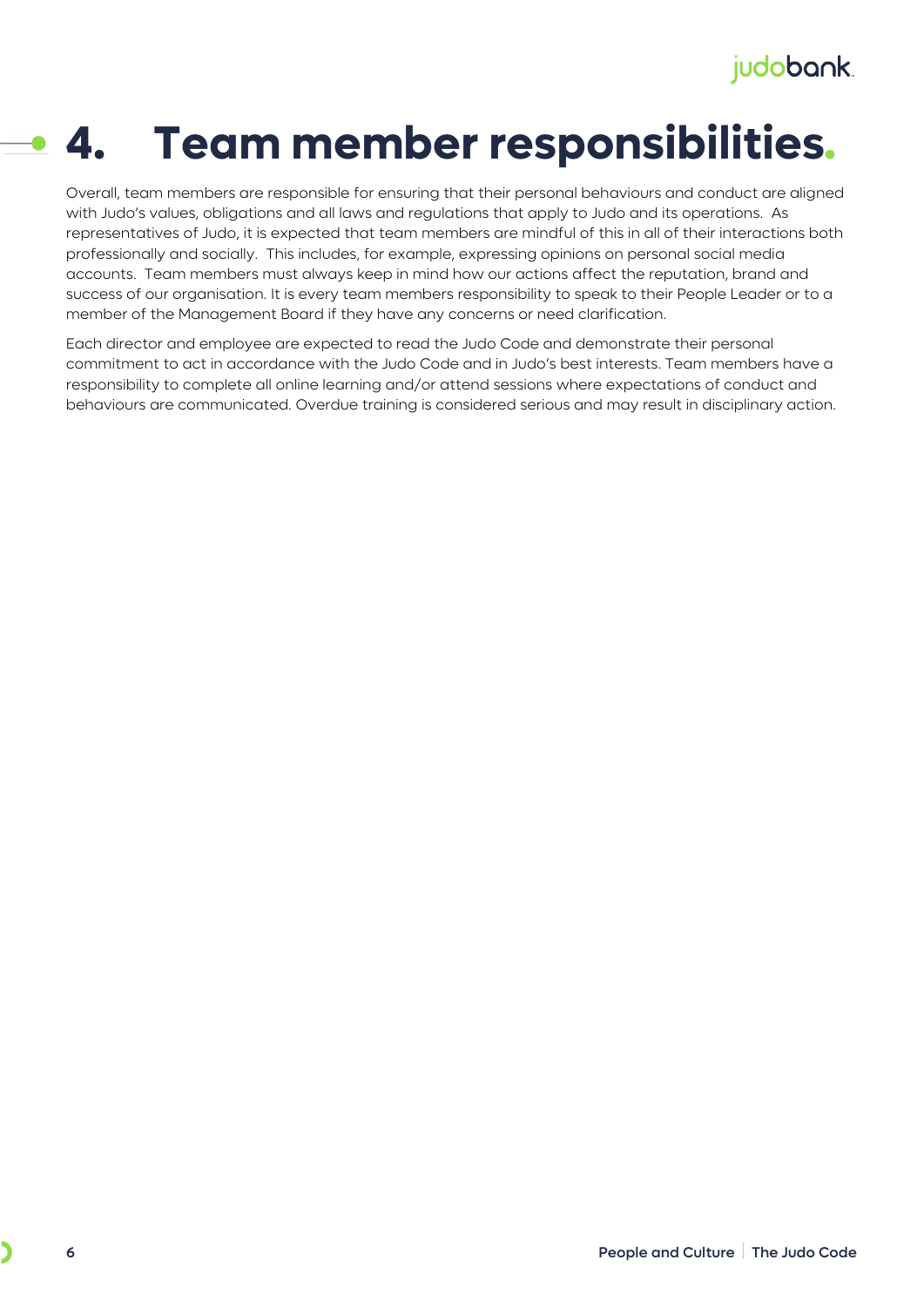# 4. Team member responsibilities.

Overall, team members are responsible for ensuring that their personal behaviours and conduct are aligned with Judo's values, obligations and all laws and regulations that apply to Judo and its operations. As representatives of Judo, it is expected that team members are mindful of this in all of their interactions both professionally and socially. This includes, for example, expressing opinions on personal social media accounts. Team members must always keep in mind how our actions affect the reputation, brand and success of our organisation. It is every team members responsibility to speak to their People Leader or to a member of the Management Board if they have any concerns or need clarification.

Each director and employee are expected to read the Judo Code and demonstrate their personal commitment to act in accordance with the Judo Code and in Judo's best interests. Team members have a responsibility to complete all online learning and/or attend sessions where expectations of conduct and behaviours are communicated. Overdue training is considered serious and may result in disciplinary action.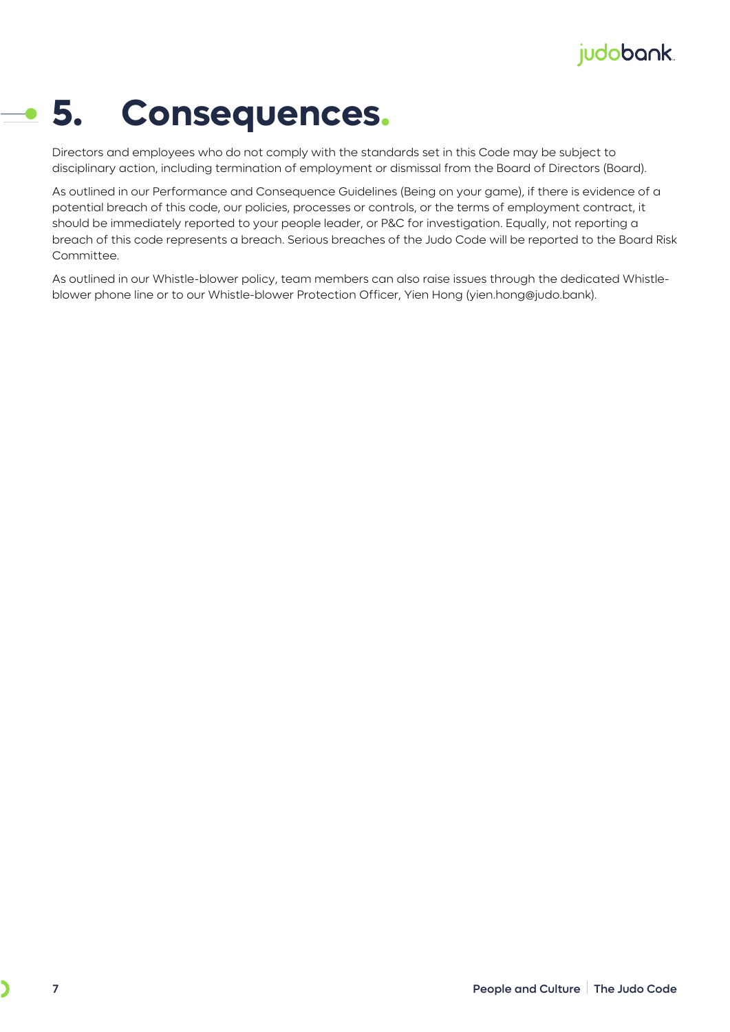# 5. Consequences.

Directors and employees who do not comply with the standards set in this Code may be subject to disciplinary action, including termination of employment or dismissal from the Board of Directors (Board).

As outlined in our Performance and Consequence Guidelines (Being on your game), if there is evidence of a potential breach of this code, our policies, processes or controls, or the terms of employment contract, it should be immediately reported to your people leader, or P&C for investigation. Equally, not reporting a breach of this code represents a breach. Serious breaches of the Judo Code will be reported to the Board Risk Committee.

As outlined in our Whistle-blower policy, team members can also raise issues through the dedicated Whistle-blower phone line or to our Whistle-blower Protection Officer, Yien Hong (yien.hong@judo.bank).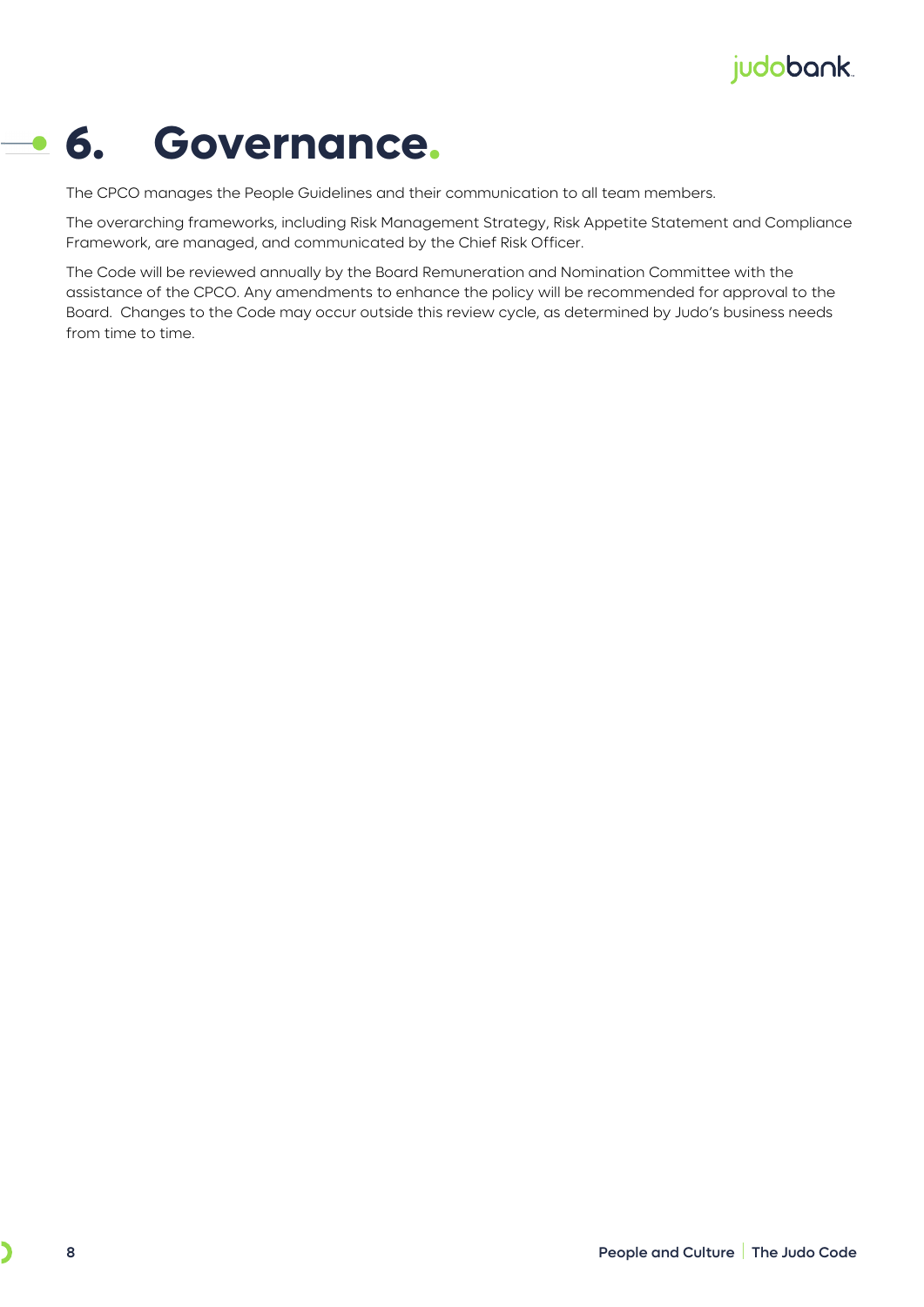# 6. Governance.

The CPCO manages the People Guidelines and their communication to all team members.

The overarching frameworks, including Risk Management Strategy, Risk Appetite Statement and Compliance Framework, are managed, and communicated by the Chief Risk Officer.

The Code will be reviewed annually by the Board Remuneration and Nomination Committee with the assistance of the CPCO. Any amendments to enhance the policy will be recommended for approval to the Board. Changes to the Code may occur outside this review cycle, as determined by Judo's business needs from time to time.